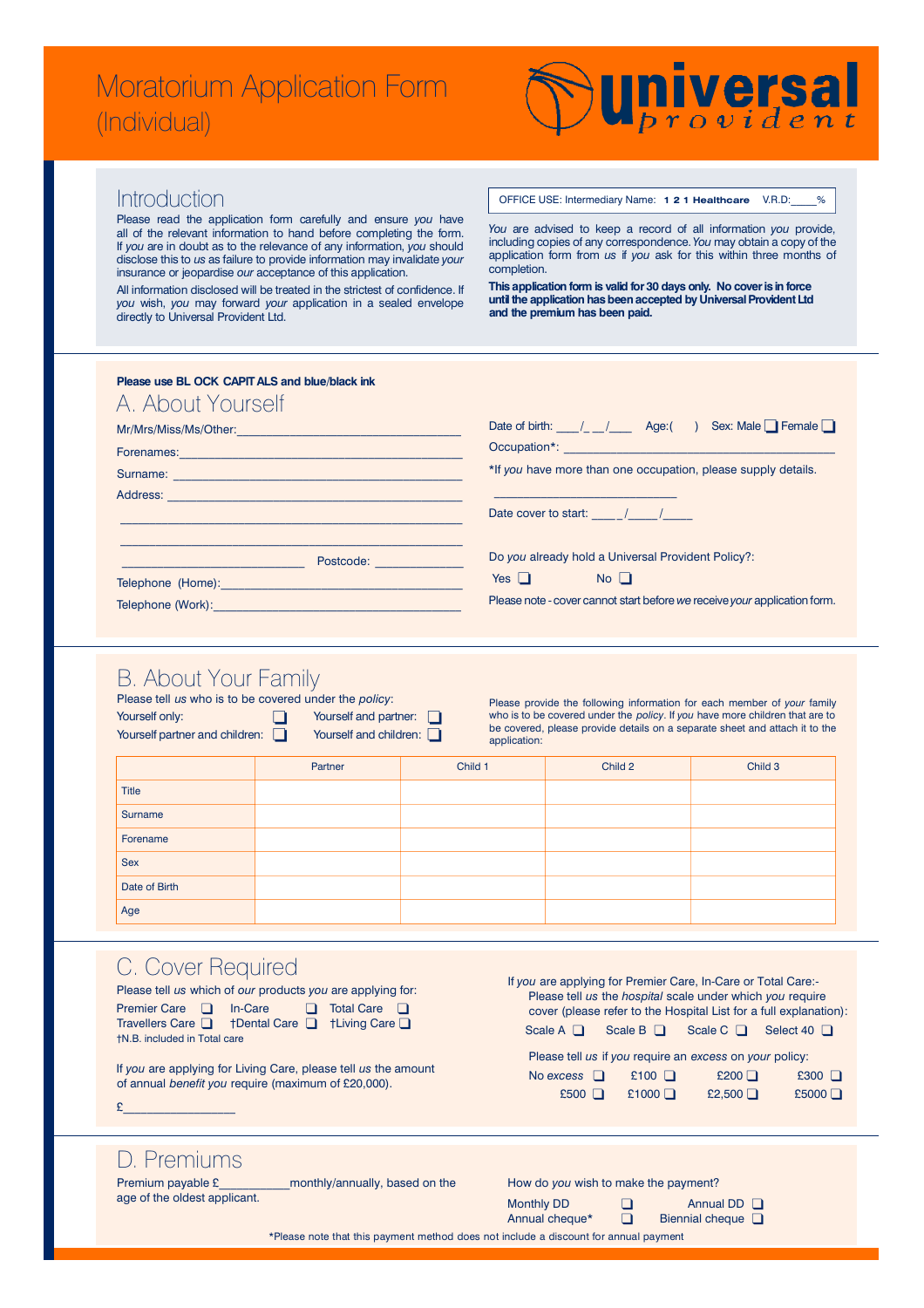# Moratorium Application Form (Individual)

**universal** *provident*

## Introduction

Please read the application form carefully and ensure *you* have all of the relevant information to hand before completing the form. If *you* are in doubt as to the relevance of any information, *you* should disclose this to *us* as failure to provide information may invalidate *your* insurance or jeopardise *our* acceptance of this application.

All information disclosed will be treated in the strictest of confidence. If *you* wish, *you* may forward *your* application in a sealed envelope directly to Universal Provident Ltd.

OFFICE USE: Intermediary Name: **1 2 1 Healthcare** V.R.D:____%

*You* are advised to keep a record of all information *you* provide, including copies of any correspondence. *You* may obtain a copy of the application form from *us* if *you* ask for this within three months of completion.

**This application form is valid for 30 days only. No cover is in force until the application has been accepted by Universal Provident Ltd and the premium has been paid.**

**Please use BL OCK CAPIT ALS and blue/black ink**

## A. About Yourself

Mr/Mrs/Miss/Ms/Other:________________________________

Forenames:________________________________

Surname: ________________________________

Address: ________________________________

________________________________

________________________________

________________________ Postcode: ____________

Telephone (Home):________________________________

Telephone (Work):________________________________

Date of birth: ___/__ __/___ Age:( ) Sex: Male ❑ Female ❑

Occupation*: ________________________________

*If *you* have more than one occupation, please supply details.

________________________

Date cover to start: ____ _/____/____

Do *you* already hold a Universal Provident Policy?:

Yes ❑ No ❑

Please note - cover cannot start before *we* receive *your* application form.

## B. About Your Family

Please tell *us* who is to be covered under the *policy*:

Yourself only: ❑ Yourself and partner: ❑

Yourself partner and children: ❑ Yourself and children: ❑

Please provide the following information for each member of *your* family who is to be covered under the *policy*. If *you* have more children that are to be covered, please provide details on a separate sheet and attach it to the application:

| | Partner | Child 1 | Child 2 | Child 3 |
|---|---|---|---|---|
| Title | | | | |
| Surname | | | | |
| Forename | | | | |
| Sex | | | | |
| Date of Birth | | | | |
| Age | | | | |

## C. Cover Required

Please tell *us* which of *our* products *you* are applying for:

Premier Care ❑ In-Care ❑ Total Care ❑

Travellers Care ❑ †Dental Care ❑ †Living Care ❑

†N.B. included in Total care

If *you* are applying for Living Care, please tell *us* the amount of annual *benefit you* require (maximum of £20,000).

£________________

If *you* are applying for Premier Care, In-Care or Total Care:-

Please tell *us* the *hospital* scale under which *you* require cover (please refer to the Hospital List for a full explanation):

Scale A ❑ Scale B ❑ Scale C ❑ Select 40 ❑

Please tell *us* if *you* require an *excess* on *your* policy:

No *excess* ❑ £100 ❑ £200 ❑ £300 ❑

£500 ❑ £1000 ❑ £2,500 ❑ £5000 ❑

## D. Premiums

Premium payable £__________monthly/annually, based on the age of the oldest applicant.

How do *you* wish to make the payment?

Monthly DD ❑ Annual DD ❑

Annual cheque* ❑ Biennial cheque ❑

*Please note that this payment method does not include a discount for annual payment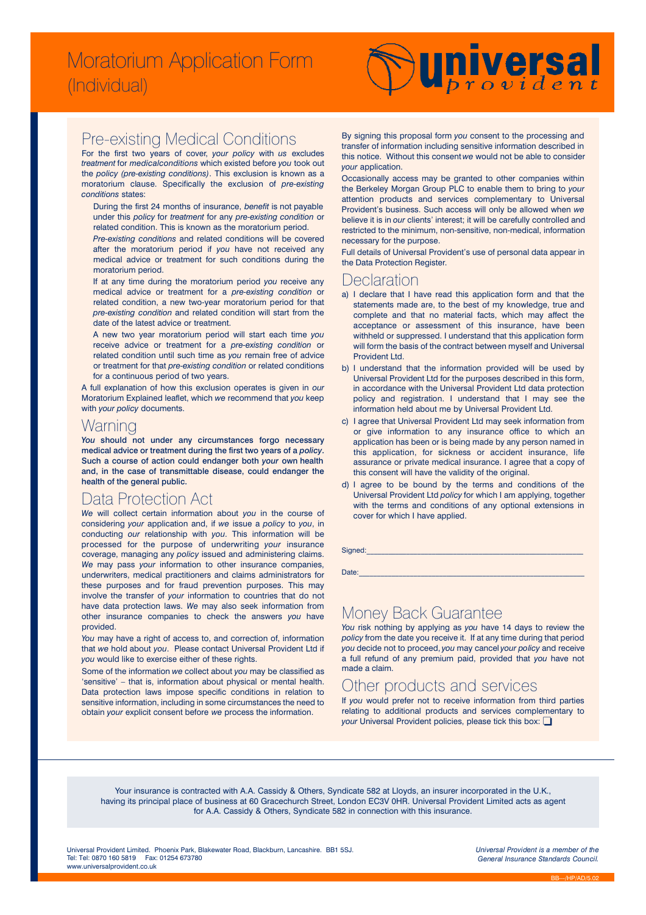# Moratorium Application Form (Individual)

## Pre-existing Medical Conditions

For the first two years of cover, *your policy* with *us* excludes *treatment* for *medicalconditions* which existed before *you* took out the *policy (pre-existing conditions)*. This exclusion is known as a moratorium clause. Specifically the exclusion of *pre-existing conditions* states:

> During the first 24 months of insurance, *benefit* is not payable under this *policy* for *treatment* for any *pre-existing condition* or related condition. This is known as the moratorium period.
>
> *Pre-existing conditions* and related conditions will be covered after the moratorium period if *you* have not received any medical advice or treatment for such conditions during the moratorium period.
>
> If at any time during the moratorium period *you* receive any medical advice or treatment for a *pre-existing condition* or related condition, a new two-year moratorium period for that *pre-existing condition* and related condition will start from the date of the latest advice or treatment.
>
> A new two year moratorium period will start each time *you* receive advice or treatment for a *pre-existing condition* or related condition until such time as *you* remain free of advice or treatment for that *pre-existing condition* or related conditions for a continuous period of two years.

A full explanation of how this exclusion operates is given in *our* Moratorium Explained leaflet, which *we* recommend that *you* keep with *your policy* documents.

## Warning

***You* should not under any circumstances forgo necessary medical advice or treatment during the first two years of a *policy*. Such a course of action could endanger both *your* own health and, in the case of transmittable disease, could endanger the health of the general public.**

## Data Protection Act

*We* will collect certain information about *you* in the course of considering *your* application and, if *we* issue a *policy* to *you*, in conducting *our* relationship with *you*. This information will be processed for the purpose of underwriting *your* insurance coverage, managing any *policy* issued and administering claims. *We* may pass *your* information to other insurance companies, underwriters, medical practitioners and claims administrators for these purposes and for fraud prevention purposes. This may involve the transfer of *your* information to countries that do not have data protection laws. *We* may also seek information from other insurance companies to check the answers *you* have provided.

*You* may have a right of access to, and correction of, information that *we* hold about *you*. Please contact Universal Provident Ltd if *you* would like to exercise either of these rights.

Some of the information *we* collect about *you* may be classified as 'sensitive' – that is, information about physical or mental health. Data protection laws impose specific conditions in relation to sensitive information, including in some circumstances the need to obtain *your* explicit consent before *we* process the information.

By signing this proposal form *you* consent to the processing and transfer of information including sensitive information described in this notice. Without this consent *we* would not be able to consider *your* application.

Occasionally access may be granted to other companies within the Berkeley Morgan Group PLC to enable them to bring to *your* attention products and services complementary to Universal Provident's business. Such access will only be allowed when *we* believe it is in *our* clients' interest; it will be carefully controlled and restricted to the minimum, non-sensitive, non-medical, information necessary for the purpose.

Full details of Universal Provident's use of personal data appear in the Data Protection Register.

## Declaration

a) I declare that I have read this application form and that the statements made are, to the best of my knowledge, true and complete and that no material facts, which may affect the acceptance or assessment of this insurance, have been withheld or suppressed. I understand that this application form will form the basis of the contract between myself and Universal Provident Ltd.

b) I understand that the information provided will be used by Universal Provident Ltd for the purposes described in this form, in accordance with the Universal Provident Ltd data protection policy and registration. I understand that I may see the information held about me by Universal Provident Ltd.

c) I agree that Universal Provident Ltd may seek information from or give information to any insurance office to which an application has been or is being made by any person named in this application, for sickness or accident insurance, life assurance or private medical insurance. I agree that a copy of this consent will have the validity of the original.

d) I agree to be bound by the terms and conditions of the Universal Provident Ltd *policy* for which I am applying, together with the terms and conditions of any optional extensions in cover for which I have applied.

Signed:\_\_\_\_\_\_\_\_\_\_\_\_\_\_\_\_\_\_\_\_\_\_\_\_\_\_\_\_\_\_\_\_\_\_\_\_

Date:\_\_\_\_\_\_\_\_\_\_\_\_\_\_\_\_\_\_\_\_\_\_\_\_\_\_\_\_\_\_\_\_\_\_\_\_\_\_

## Money Back Guarantee

*You* risk nothing by applying as *you* have 14 days to review the *policy* from the date you receive it. If at any time during that period *you* decide not to proceed, *you* may cancel *your policy* and receive a full refund of any premium paid, provided that *you* have not made a claim.

## Other products and services

If *you* would prefer not to receive information from third parties relating to additional products and services complementary to *your* Universal Provident policies, please tick this box: ☐

Your insurance is contracted with A.A. Cassidy & Others, Syndicate 582 at Lloyds, an insurer incorporated in the U.K., having its principal place of business at 60 Gracechurch Street, London EC3V 0HR. Universal Provident Limited acts as agent for A.A. Cassidy & Others, Syndicate 582 in connection with this insurance.

Universal Provident Limited. Phoenix Park, Blakewater Road, Blackburn, Lancashire. BB1 5SJ.
Tel: Tel: 0870 160 5819 Fax: 01254 673780
www.universalprovident.co.uk

*Universal Provident is a member of the General Insurance Standards Council.*

BB---/HP/AD/5.02